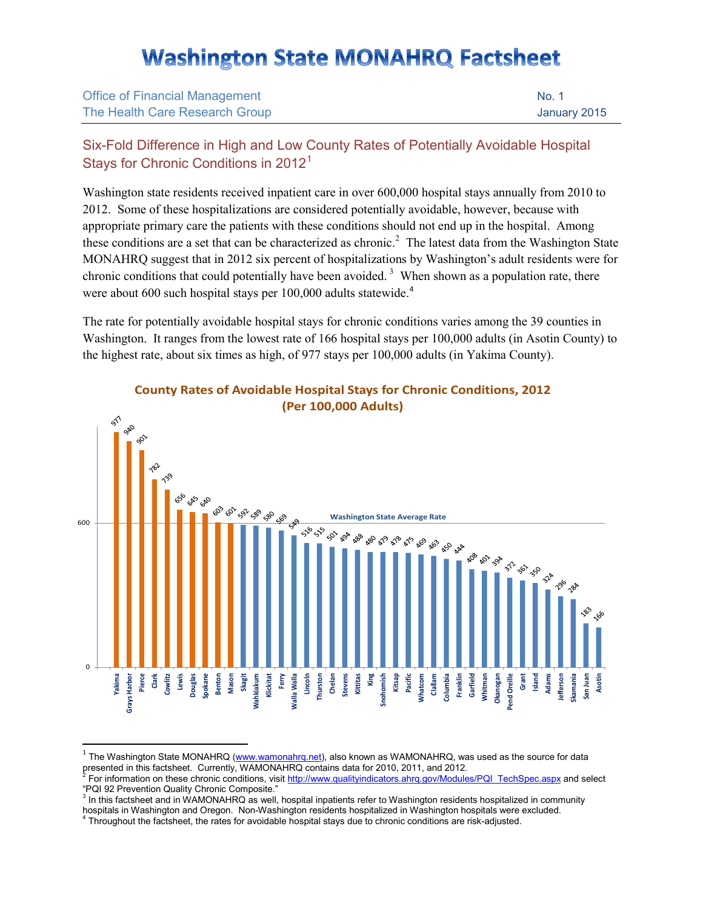# Washington State MONAHRQ Factsheet

Office of Financial Management
The Health Care Research Group

No. 1
January 2015

## Six-Fold Difference in High and Low County Rates of Potentially Avoidable Hospital Stays for Chronic Conditions in 2012[1]

Washington state residents received inpatient care in over 600,000 hospital stays annually from 2010 to 2012. Some of these hospitalizations are considered potentially avoidable, however, because with appropriate primary care the patients with these conditions should not end up in the hospital. Among these conditions are a set that can be characterized as chronic.[2] The latest data from the Washington State MONAHRQ suggest that in 2012 six percent of hospitalizations by Washington's adult residents were for chronic conditions that could potentially have been avoided.[3] When shown as a population rate, there were about 600 such hospital stays per 100,000 adults statewide.[4]

The rate for potentially avoidable hospital stays for chronic conditions varies among the 39 counties in Washington. It ranges from the lowest rate of 166 hospital stays per 100,000 adults (in Asotin County) to the highest rate, about six times as high, of 977 stays per 100,000 adults (in Yakima County).

**County Rates of Avoidable Hospital Stays for Chronic Conditions, 2012 (Per 100,000 Adults)**

Washington State Average Rate: 600

| County | Rate |
|---|---|
| Yakima | 977 |
| Grays Harbor | 940 |
| Pierce | 901 |
| Clark | 782 |
| Cowlitz | 739 |
| Lewis | 656 |
| Douglas | 645 |
| Spokane | 640 |
| Benton | 603 |
| Mason | 601 |
| Skagit | 592 |
| Wahkiakum | 589 |
| Klickitat | 580 |
| Ferry | 569 |
| Walla Walla | 549 |
| Lincoln | 516 |
| Thurston | 515 |
| Chelan | 501 |
| Stevens | 494 |
| Kittitas | 488 |
| King | 480 |
| Snohomish | 479 |
| Kitsap | 478 |
| Pacific | 475 |
| Whatcom | 469 |
| Clallam | 463 |
| Columbia | 450 |
| Franklin | 444 |
| Garfield | 408 |
| Whitman | 401 |
| Okanogan | 394 |
| Pend Oreille | 372 |
| Grant | 361 |
| Island | 350 |
| Adams | 324 |
| Jefferson | 296 |
| Skamania | 284 |
| San Juan | 183 |
| Asotin | 166 |

---

[1] The Washington State MONAHRQ (www.wamonahrq.net), also known as WAMONAHRQ, was used as the source for data presented in this factsheet. Currently, WAMONAHRQ contains data for 2010, 2011, and 2012.

[2] For information on these chronic conditions, visit http://www.qualityindicators.ahrq.gov/Modules/PQI_TechSpec.aspx and select "PQI 92 Prevention Quality Chronic Composite."

[3] In this factsheet and in WAMONAHRQ as well, hospital inpatients refer to Washington residents hospitalized in community hospitals in Washington and Oregon. Non-Washington residents hospitalized in Washington hospitals were excluded.

[4] Throughout the factsheet, the rates for avoidable hospital stays due to chronic conditions are risk-adjusted.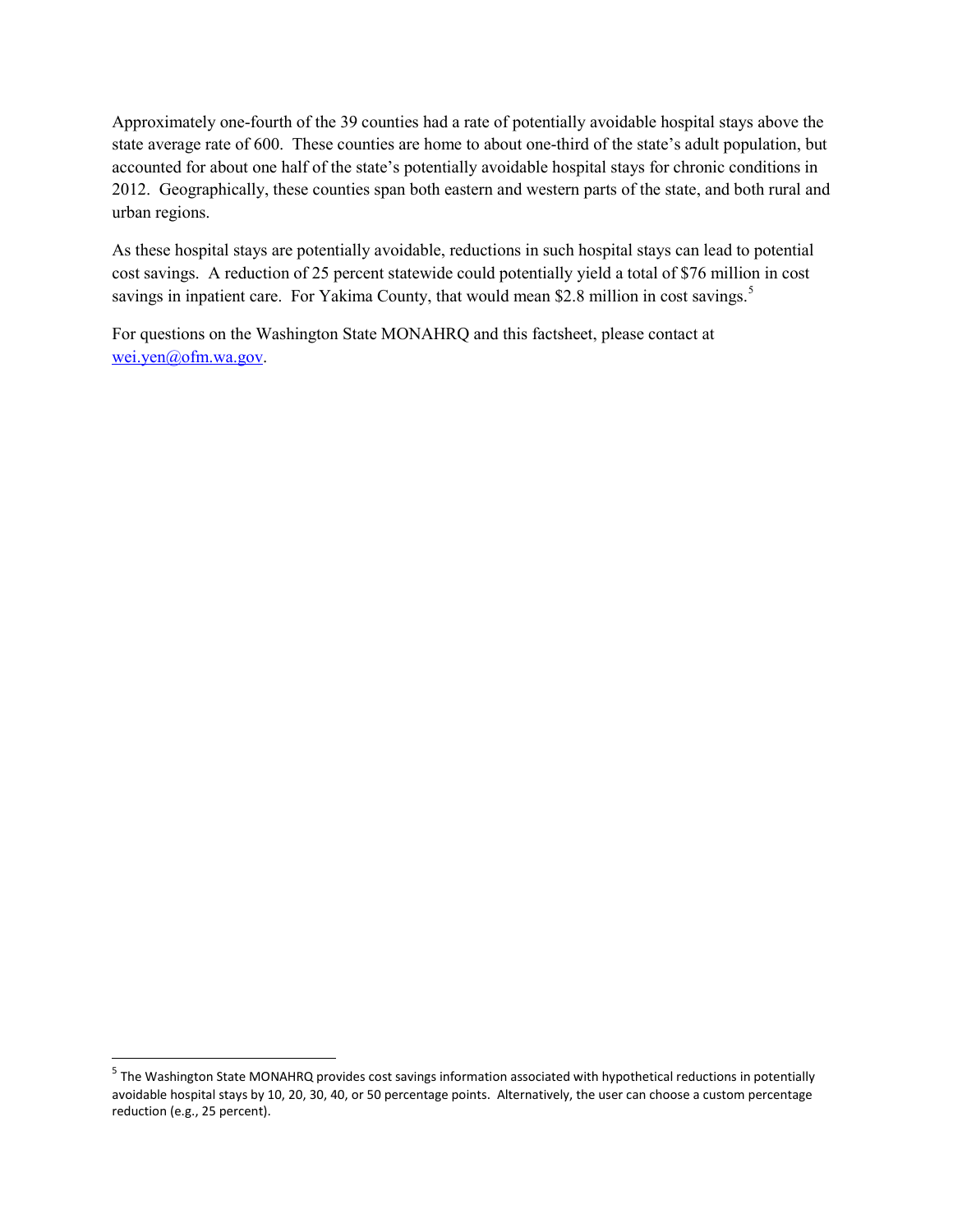Approximately one-fourth of the 39 counties had a rate of potentially avoidable hospital stays above the state average rate of 600. These counties are home to about one-third of the state's adult population, but accounted for about one half of the state's potentially avoidable hospital stays for chronic conditions in 2012. Geographically, these counties span both eastern and western parts of the state, and both rural and urban regions.

As these hospital stays are potentially avoidable, reductions in such hospital stays can lead to potential cost savings. A reduction of 25 percent statewide could potentially yield a total of $76 million in cost savings in inpatient care. For Yakima County, that would mean $2.8 million in cost savings.[5]

For questions on the Washington State MONAHRQ and this factsheet, please contact at [wei.yen@ofm.wa.gov](mailto:wei.yen@ofm.wa.gov).

---

[5] The Washington State MONAHRQ provides cost savings information associated with hypothetical reductions in potentially avoidable hospital stays by 10, 20, 30, 40, or 50 percentage points. Alternatively, the user can choose a custom percentage reduction (e.g., 25 percent).